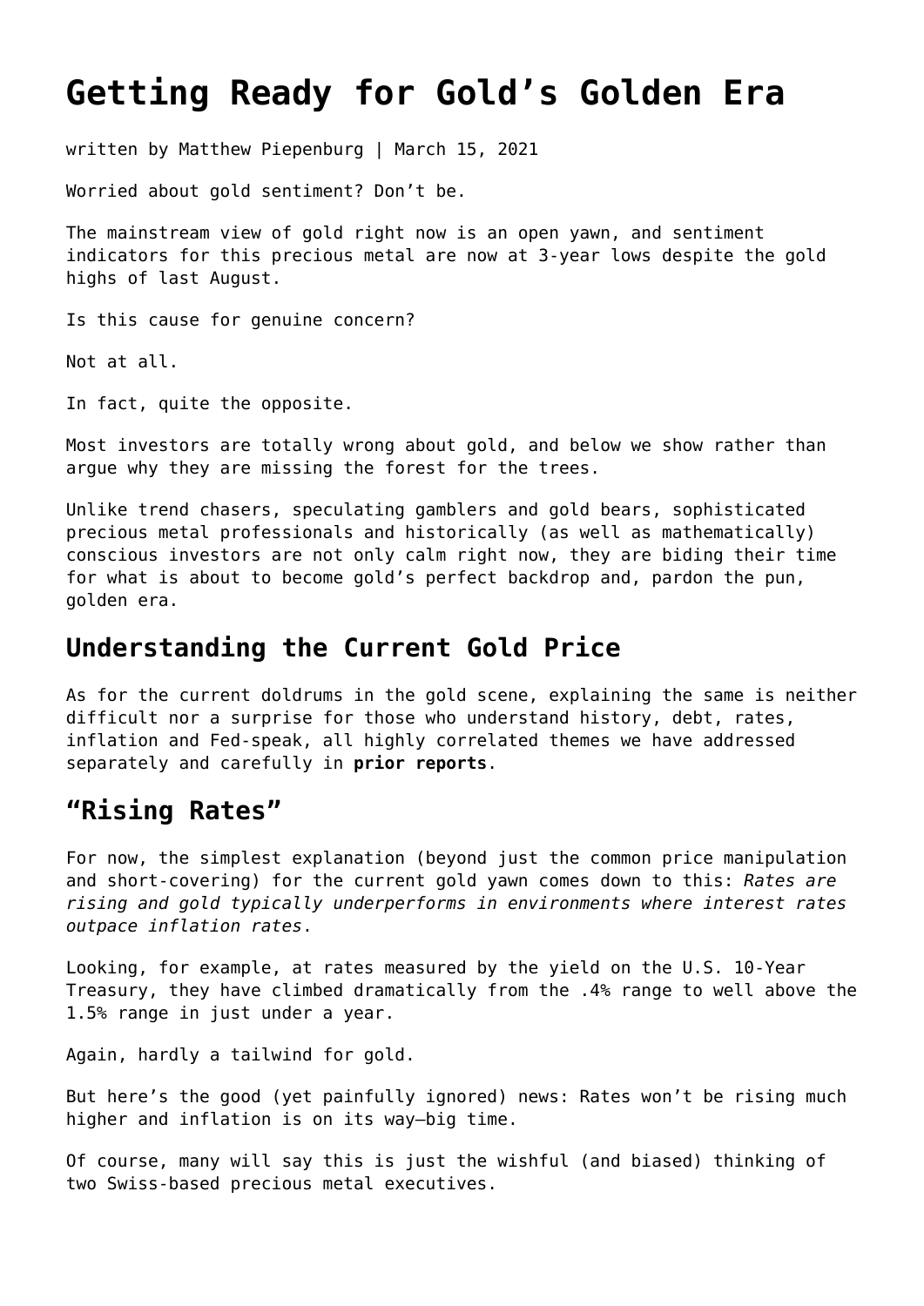# Getting Ready for Gold's Golden Era

written by Matthew Piepenburg | March 15, 2021

Worried about gold sentiment? Don't be.

The mainstream view of gold right now is an open yawn, and sentiment indicators for this precious metal are now at 3-year lows despite the gold highs of last August.

Is this cause for genuine concern?

Not at all.

In fact, quite the opposite.

Most investors are totally wrong about gold, and below we show rather than argue why they are missing the forest for the trees.

Unlike trend chasers, speculating gamblers and gold bears, sophisticated precious metal professionals and historically (as well as mathematically) conscious investors are not only calm right now, they are biding their time for what is about to become gold's perfect backdrop and, pardon the pun, golden era.

## Understanding the Current Gold Price

As for the current doldrums in the gold scene, explaining the same is neither difficult nor a surprise for those who understand history, debt, rates, inflation and Fed-speak, all highly correlated themes we have addressed separately and carefully in **prior reports**.

## "Rising Rates"

For now, the simplest explanation (beyond just the common price manipulation and short-covering) for the current gold yawn comes down to this: *Rates are rising and gold typically underperforms in environments where interest rates outpace inflation rates*.

Looking, for example, at rates measured by the yield on the U.S. 10-Year Treasury, they have climbed dramatically from the .4% range to well above the 1.5% range in just under a year.

Again, hardly a tailwind for gold.

But here's the good (yet painfully ignored) news: Rates won't be rising much higher and inflation is on its way—big time.

Of course, many will say this is just the wishful (and biased) thinking of two Swiss-based precious metal executives.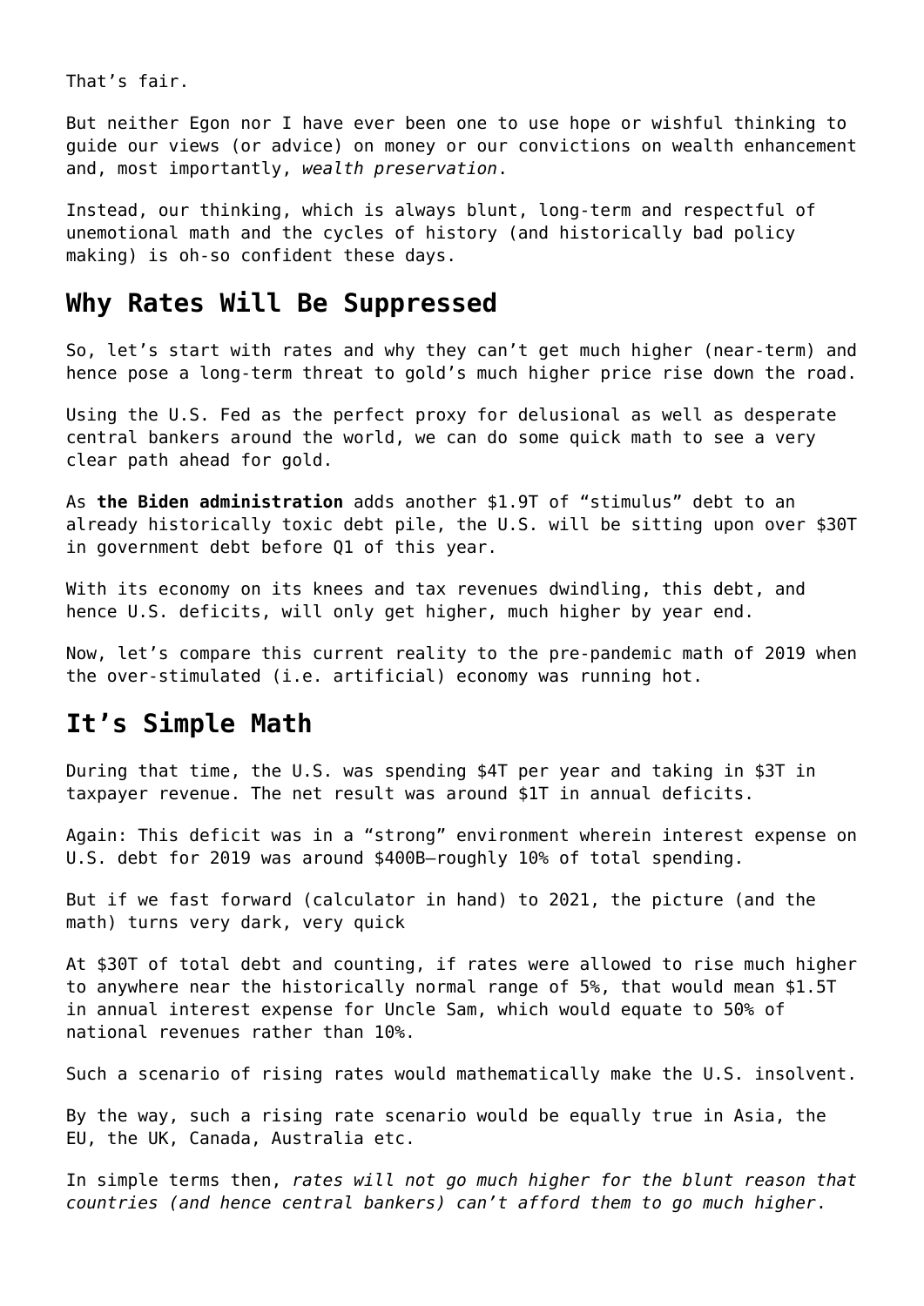That’s fair.

But neither Egon nor I have ever been one to use hope or wishful thinking to guide our views (or advice) on money or our convictions on wealth enhancement and, most importantly, *wealth preservation*.

Instead, our thinking, which is always blunt, long-term and respectful of unemotional math and the cycles of history (and historically bad policy making) is oh-so confident these days.

## Why Rates Will Be Suppressed

So, let’s start with rates and why they can’t get much higher (near-term) and hence pose a long-term threat to gold’s much higher price rise down the road.

Using the U.S. Fed as the perfect proxy for delusional as well as desperate central bankers around the world, we can do some quick math to see a very clear path ahead for gold.

As **the Biden administration** adds another $1.9T of “stimulus” debt to an already historically toxic debt pile, the U.S. will be sitting upon over $30T in government debt before Q1 of this year.

With its economy on its knees and tax revenues dwindling, this debt, and hence U.S. deficits, will only get higher, much higher by year end.

Now, let’s compare this current reality to the pre-pandemic math of 2019 when the over-stimulated (i.e. artificial) economy was running hot.

## It’s Simple Math

During that time, the U.S. was spending $4T per year and taking in $3T in taxpayer revenue. The net result was around $1T in annual deficits.

Again: This deficit was in a “strong” environment wherein interest expense on U.S. debt for 2019 was around $400B—roughly 10% of total spending.

But if we fast forward (calculator in hand) to 2021, the picture (and the math) turns very dark, very quick

At $30T of total debt and counting, if rates were allowed to rise much higher to anywhere near the historically normal range of 5%, that would mean $1.5T in annual interest expense for Uncle Sam, which would equate to 50% of national revenues rather than 10%.

Such a scenario of rising rates would mathematically make the U.S. insolvent.

By the way, such a rising rate scenario would be equally true in Asia, the EU, the UK, Canada, Australia etc.

In simple terms then, *rates will not go much higher for the blunt reason that countries (and hence central bankers) can’t afford them to go much higher*.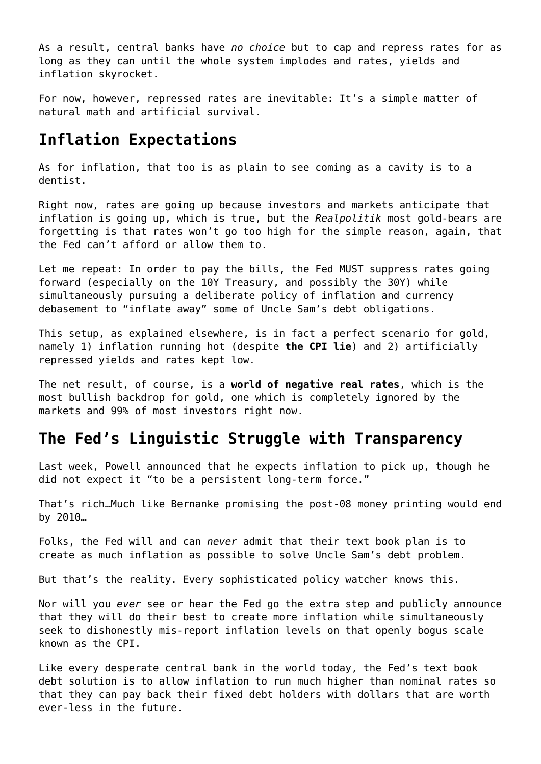As a result, central banks have *no choice* but to cap and repress rates for as long as they can until the whole system implodes and rates, yields and inflation skyrocket.

For now, however, repressed rates are inevitable: It's a simple matter of natural math and artificial survival.

## Inflation Expectations

As for inflation, that too is as plain to see coming as a cavity is to a dentist.

Right now, rates are going up because investors and markets anticipate that inflation is going up, which is true, but the *Realpolitik* most gold-bears are forgetting is that rates won't go too high for the simple reason, again, that the Fed can't afford or allow them to.

Let me repeat: In order to pay the bills, the Fed MUST suppress rates going forward (especially on the 10Y Treasury, and possibly the 30Y) while simultaneously pursuing a deliberate policy of inflation and currency debasement to "inflate away" some of Uncle Sam's debt obligations.

This setup, as explained elsewhere, is in fact a perfect scenario for gold, namely 1) inflation running hot (despite **the CPI lie**) and 2) artificially repressed yields and rates kept low.

The net result, of course, is a **world of negative real rates**, which is the most bullish backdrop for gold, one which is completely ignored by the markets and 99% of most investors right now.

## The Fed's Linguistic Struggle with Transparency

Last week, Powell announced that he expects inflation to pick up, though he did not expect it "to be a persistent long-term force."

That's rich…Much like Bernanke promising the post-08 money printing would end by 2010…

Folks, the Fed will and can *never* admit that their text book plan is to create as much inflation as possible to solve Uncle Sam's debt problem.

But that's the reality. Every sophisticated policy watcher knows this.

Nor will you *ever* see or hear the Fed go the extra step and publicly announce that they will do their best to create more inflation while simultaneously seek to dishonestly mis-report inflation levels on that openly bogus scale known as the CPI.

Like every desperate central bank in the world today, the Fed's text book debt solution is to allow inflation to run much higher than nominal rates so that they can pay back their fixed debt holders with dollars that are worth ever-less in the future.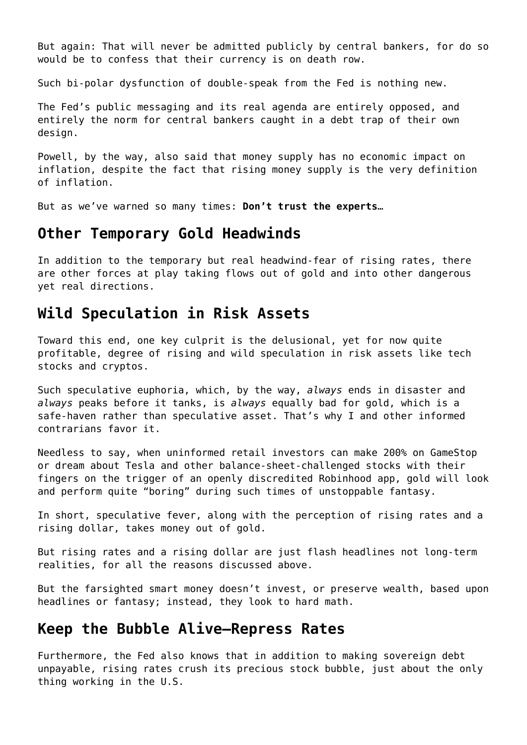But again: That will never be admitted publicly by central bankers, for do so would be to confess that their currency is on death row.

Such bi-polar dysfunction of double-speak from the Fed is nothing new.

The Fed's public messaging and its real agenda are entirely opposed, and entirely the norm for central bankers caught in a debt trap of their own design.

Powell, by the way, also said that money supply has no economic impact on inflation, despite the fact that rising money supply is the very definition of inflation.

But as we've warned so many times: **Don't trust the experts…**

## Other Temporary Gold Headwinds

In addition to the temporary but real headwind-fear of rising rates, there are other forces at play taking flows out of gold and into other dangerous yet real directions.

## Wild Speculation in Risk Assets

Toward this end, one key culprit is the delusional, yet for now quite profitable, degree of rising and wild speculation in risk assets like tech stocks and cryptos.

Such speculative euphoria, which, by the way, *always* ends in disaster and *always* peaks before it tanks, is *always* equally bad for gold, which is a safe-haven rather than speculative asset. That's why I and other informed contrarians favor it.

Needless to say, when uninformed retail investors can make 200% on GameStop or dream about Tesla and other balance-sheet-challenged stocks with their fingers on the trigger of an openly discredited Robinhood app, gold will look and perform quite "boring" during such times of unstoppable fantasy.

In short, speculative fever, along with the perception of rising rates and a rising dollar, takes money out of gold.

But rising rates and a rising dollar are just flash headlines not long-term realities, for all the reasons discussed above.

But the farsighted smart money doesn't invest, or preserve wealth, based upon headlines or fantasy; instead, they look to hard math.

## Keep the Bubble Alive—Repress Rates

Furthermore, the Fed also knows that in addition to making sovereign debt unpayable, rising rates crush its precious stock bubble, just about the only thing working in the U.S.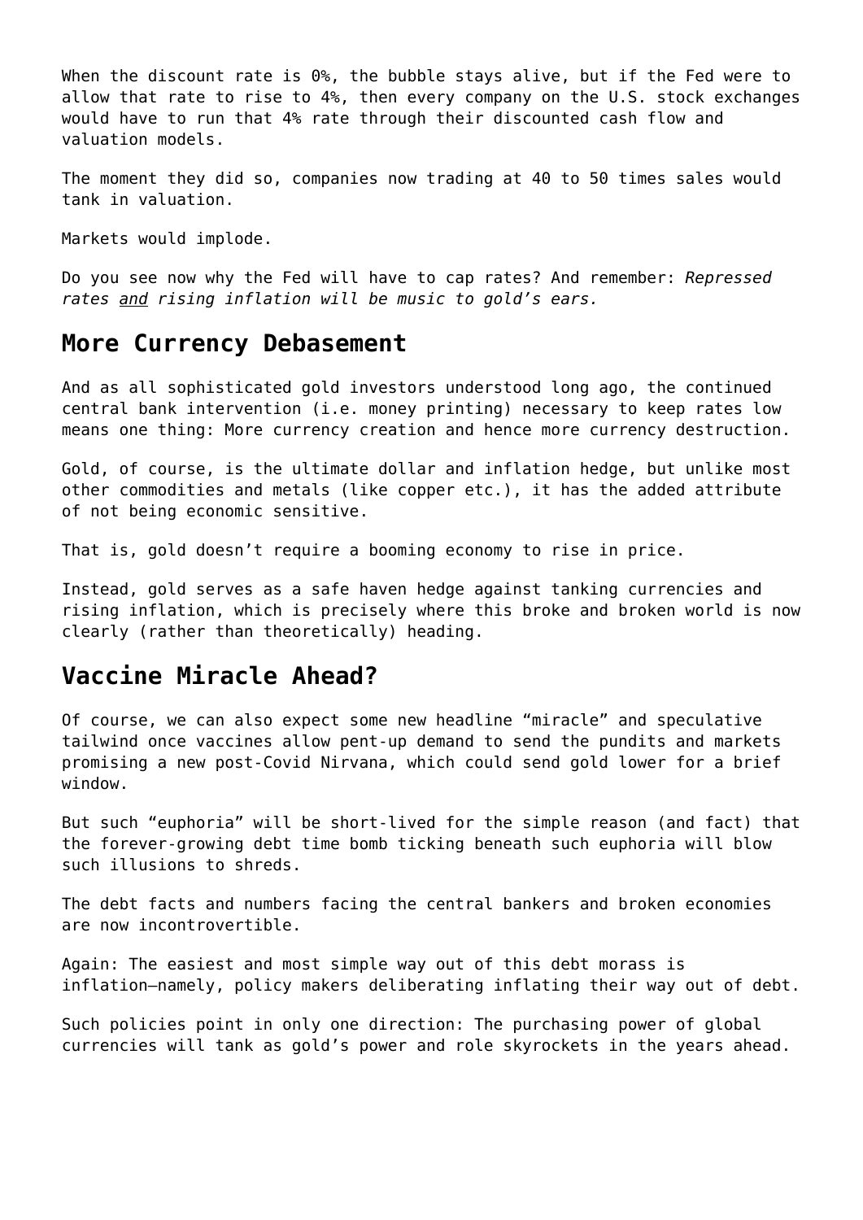When the discount rate is 0%, the bubble stays alive, but if the Fed were to allow that rate to rise to 4%, then every company on the U.S. stock exchanges would have to run that 4% rate through their discounted cash flow and valuation models.

The moment they did so, companies now trading at 40 to 50 times sales would tank in valuation.

Markets would implode.

Do you see now why the Fed will have to cap rates? And remember: *Repressed rates <u>and</u> rising inflation will be music to gold's ears.*

## More Currency Debasement

And as all sophisticated gold investors understood long ago, the continued central bank intervention (i.e. money printing) necessary to keep rates low means one thing: More currency creation and hence more currency destruction.

Gold, of course, is the ultimate dollar and inflation hedge, but unlike most other commodities and metals (like copper etc.), it has the added attribute of not being economic sensitive.

That is, gold doesn't require a booming economy to rise in price.

Instead, gold serves as a safe haven hedge against tanking currencies and rising inflation, which is precisely where this broke and broken world is now clearly (rather than theoretically) heading.

## Vaccine Miracle Ahead?

Of course, we can also expect some new headline "miracle" and speculative tailwind once vaccines allow pent-up demand to send the pundits and markets promising a new post-Covid Nirvana, which could send gold lower for a brief window.

But such "euphoria" will be short-lived for the simple reason (and fact) that the forever-growing debt time bomb ticking beneath such euphoria will blow such illusions to shreds.

The debt facts and numbers facing the central bankers and broken economies are now incontrovertible.

Again: The easiest and most simple way out of this debt morass is inflation—namely, policy makers deliberating inflating their way out of debt.

Such policies point in only one direction: The purchasing power of global currencies will tank as gold's power and role skyrockets in the years ahead.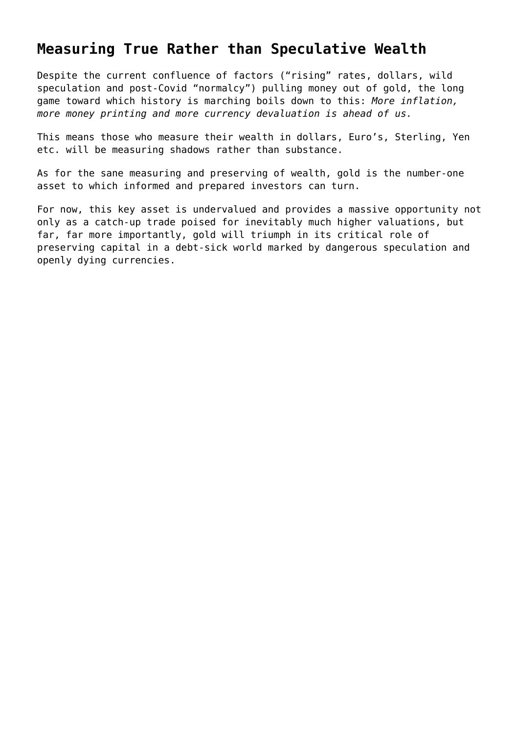## Measuring True Rather than Speculative Wealth

Despite the current confluence of factors ("rising" rates, dollars, wild speculation and post-Covid "normalcy") pulling money out of gold, the long game toward which history is marching boils down to this: *More inflation, more money printing and more currency devaluation is ahead of us.*

This means those who measure their wealth in dollars, Euro's, Sterling, Yen etc. will be measuring shadows rather than substance.

As for the sane measuring and preserving of wealth, gold is the number-one asset to which informed and prepared investors can turn.

For now, this key asset is undervalued and provides a massive opportunity not only as a catch-up trade poised for inevitably much higher valuations, but far, far more importantly, gold will triumph in its critical role of preserving capital in a debt-sick world marked by dangerous speculation and openly dying currencies.